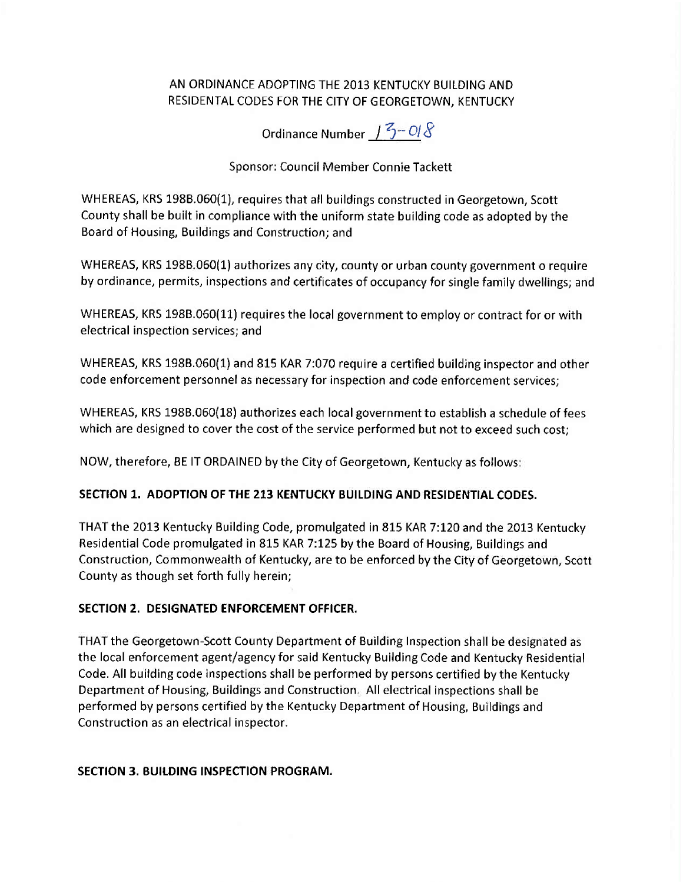AN ORDINANCE ADOPTING THE 2013 KENTUCKY BUILDING AND RESIDENTAL CODES FOR THE CITY OF GEORGETOWN, KENTUCKY

Ordinance Number 13-018

Sponsor: Council Member Connie Tackett

WHEREAS, KRS 198B.060(1), requires that all buildings constructed in Georgetown, Scott County shall be built in compliance with the uniform state building code as adopted by the Board of Housing, Buildings and Construction; and

WHEREAS, KRS 198B.060(1) authorizes any city, county or urban county government o require by ordinance, permits, inspections and certificates of occupancy for single family dwellings; and

WHEREAS, KRS 198B.060(11) requires the local government to employ or contract for or with electrical inspection services; and

WHEREAS, KRS 198B.060(1) and 815 KAR 7:070 require a certified building inspector and other code enforcement personnel as necessary for inspection and code enforcement services;

WHEREAS, KRS 198B.060(18) authorizes each local government to establish a schedule of fees which are designed to cover the cost of the service performed but not to exceed such cost;

NOW, therefore, BE IT ORDAINED by the City of Georgetown, Kentucky as follows:

**SECTION 1. ADOPTION OF THE 213 KENTUCKY BUILDING AND RESIDENTIAL CODES.**

THAT the 2013 Kentucky Building Code, promulgated in 815 KAR 7:120 and the 2013 Kentucky Residential Code promulgated in 815 KAR 7:125 by the Board of Housing, Buildings and Construction, Commonwealth of Kentucky, are to be enforced by the City of Georgetown, Scott County as though set forth fully herein;

**SECTION 2. DESIGNATED ENFORCEMENT OFFICER.**

THAT the Georgetown-Scott County Department of Building Inspection shall be designated as the local enforcement agent/agency for said Kentucky Building Code and Kentucky Residential Code. All building code inspections shall be performed by persons certified by the Kentucky Department of Housing, Buildings and Construction. All electrical inspections shall be performed by persons certified by the Kentucky Department of Housing, Buildings and Construction as an electrical inspector.

**SECTION 3. BUILDING INSPECTION PROGRAM.**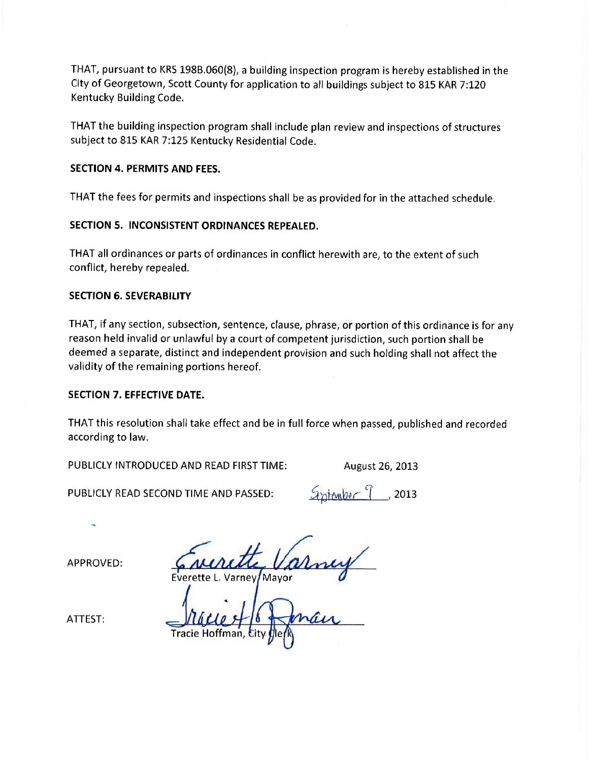THAT, pursuant to KRS 198B.060(8), a building inspection program is hereby established in the City of Georgetown, Scott County for application to all buildings subject to 815 KAR 7:120 Kentucky Building Code.

THAT the building inspection program shall include plan review and inspections of structures subject to 815 KAR 7:125 Kentucky Residential Code.

**SECTION 4. PERMITS AND FEES.**

THAT the fees for permits and inspections shall be as provided for in the attached schedule.

**SECTION 5. INCONSISTENT ORDINANCES REPEALED.**

THAT all ordinances or parts of ordinances in conflict herewith are, to the extent of such conflict, hereby repealed.

**SECTION 6. SEVERABILITY**

THAT, if any section, subsection, sentence, clause, phrase, or portion of this ordinance is for any reason held invalid or unlawful by a court of competent jurisdiction, such portion shall be deemed a separate, distinct and independent provision and such holding shall not affect the validity of the remaining portions hereof.

**SECTION 7. EFFECTIVE DATE.**

THAT this resolution shall take effect and be in full force when passed, published and recorded according to law.

PUBLICLY INTRODUCED AND READ FIRST TIME: August 26, 2013

PUBLICLY READ SECOND TIME AND PASSED: September 9, 2013

APPROVED: Everette Varney
Everette L. Varney, Mayor

ATTEST: Tracie Hoffman
Tracie Hoffman, City Clerk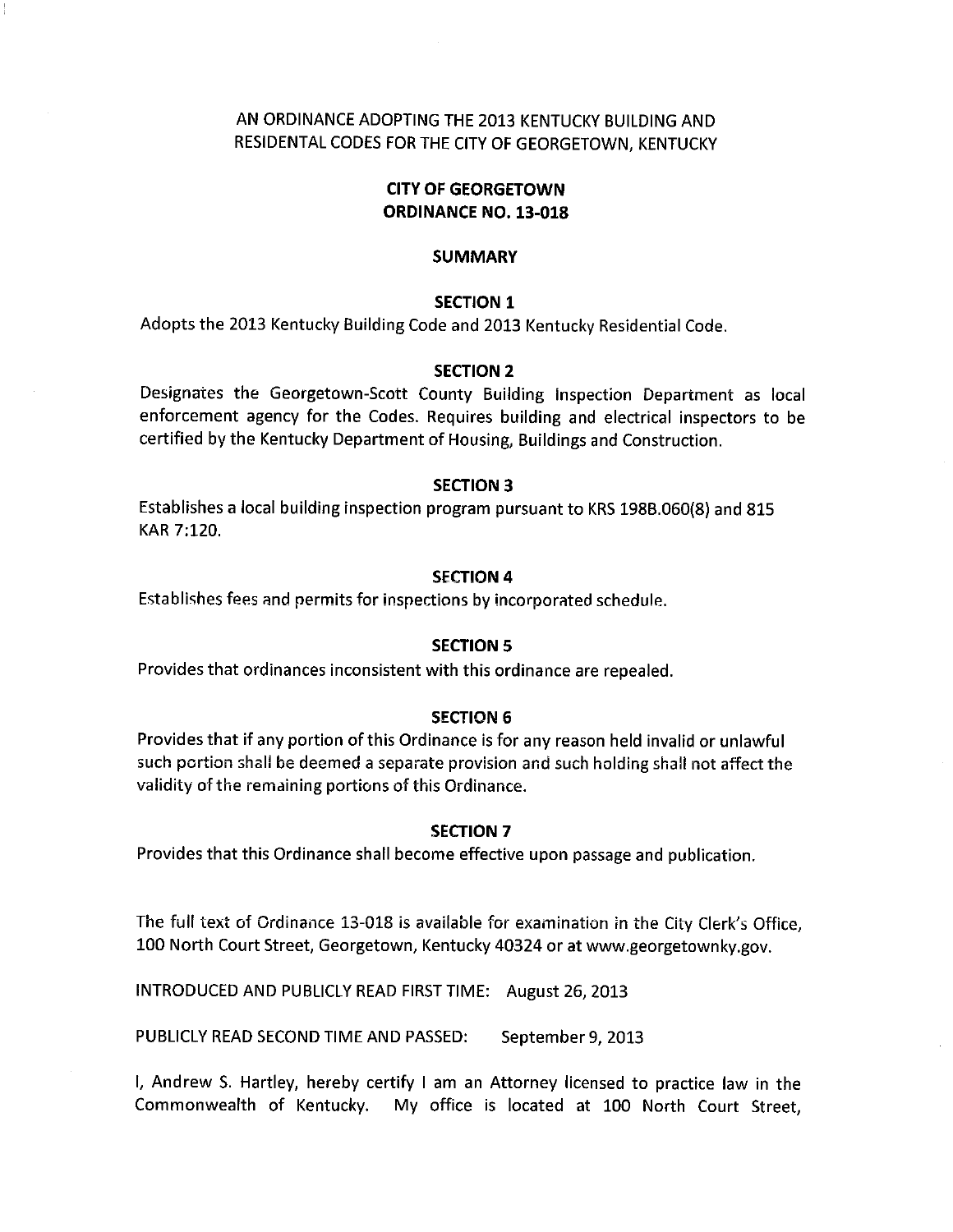AN ORDINANCE ADOPTING THE 2013 KENTUCKY BUILDING AND RESIDENTAL CODES FOR THE CITY OF GEORGETOWN, KENTUCKY

**CITY OF GEORGETOWN**
**ORDINANCE NO. 13-018**

**SUMMARY**

**SECTION 1**

Adopts the 2013 Kentucky Building Code and 2013 Kentucky Residential Code.

**SECTION 2**

Designates the Georgetown-Scott County Building Inspection Department as local enforcement agency for the Codes. Requires building and electrical inspectors to be certified by the Kentucky Department of Housing, Buildings and Construction.

**SECTION 3**

Establishes a local building inspection program pursuant to KRS 198B.060(8) and 815 KAR 7:120.

**SECTION 4**

Establishes fees and permits for inspections by incorporated schedule.

**SECTION 5**

Provides that ordinances inconsistent with this ordinance are repealed.

**SECTION 6**

Provides that if any portion of this Ordinance is for any reason held invalid or unlawful such portion shall be deemed a separate provision and such holding shall not affect the validity of the remaining portions of this Ordinance.

**SECTION 7**

Provides that this Ordinance shall become effective upon passage and publication.

The full text of Ordinance 13-018 is available for examination in the City Clerk's Office, 100 North Court Street, Georgetown, Kentucky 40324 or at www.georgetownky.gov.

INTRODUCED AND PUBLICLY READ FIRST TIME: August 26, 2013

PUBLICLY READ SECOND TIME AND PASSED: September 9, 2013

I, Andrew S. Hartley, hereby certify I am an Attorney licensed to practice law in the Commonwealth of Kentucky. My office is located at 100 North Court Street,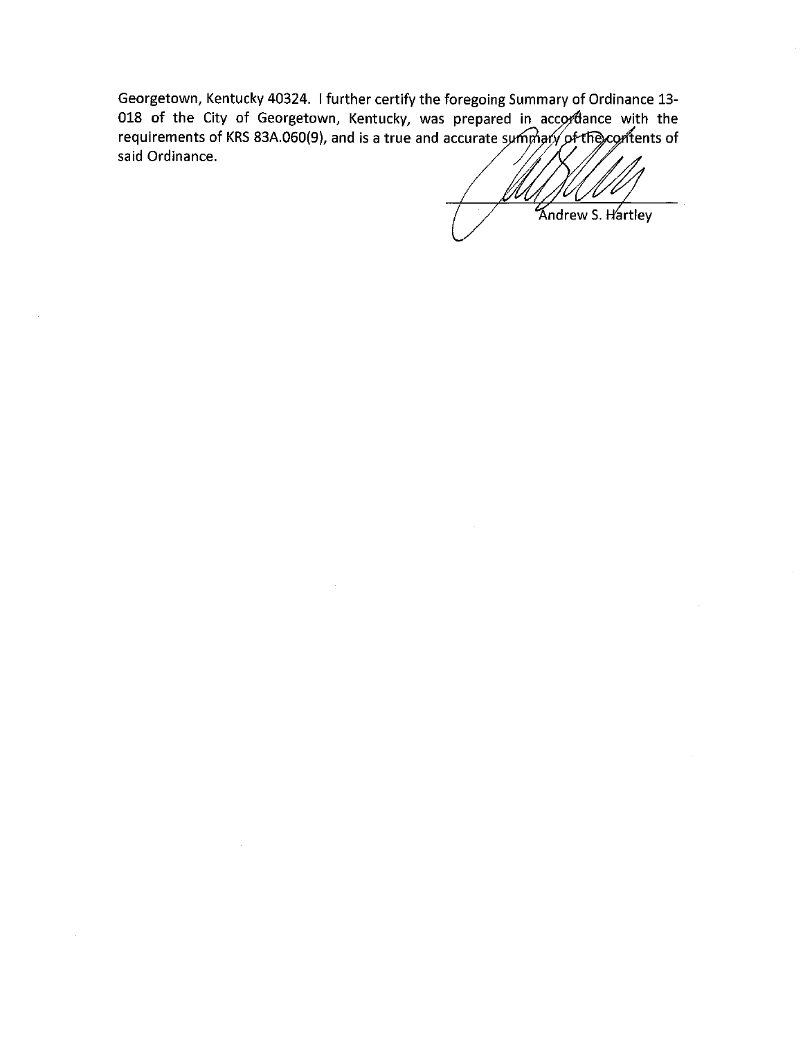Georgetown, Kentucky 40324. I further certify the foregoing Summary of Ordinance 13-018 of the City of Georgetown, Kentucky, was prepared in accordance with the requirements of KRS 83A.060(9), and is a true and accurate summary of the contents of said Ordinance.

Andrew S. Hartley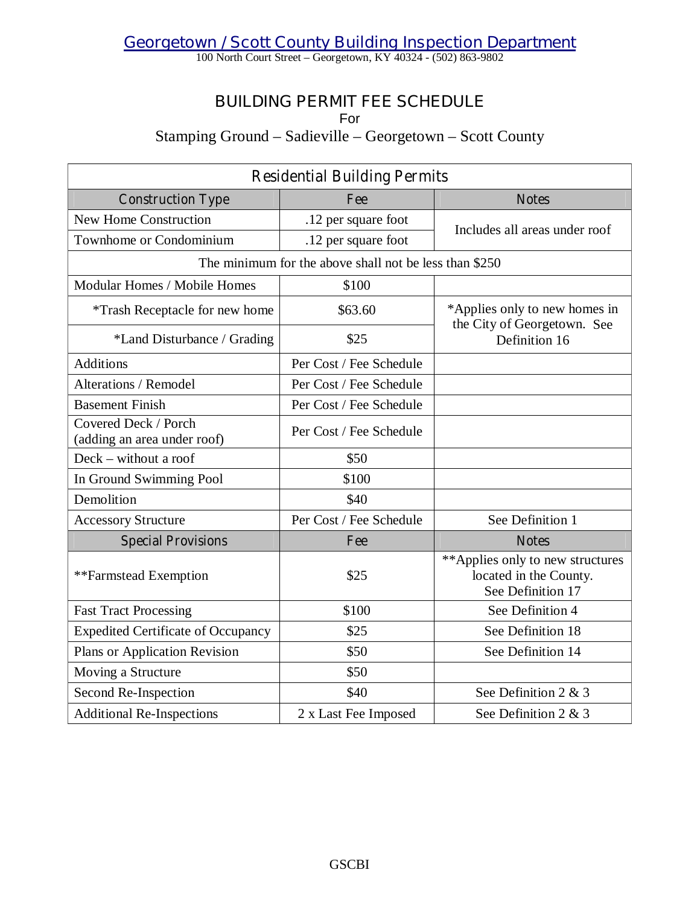# Georgetown / Scott County Building Inspection Department

100 North Court Street – Georgetown, KY 40324 - (502) 863-9802

## BUILDING PERMIT FEE SCHEDULE

For

Stamping Ground – Sadieville – Georgetown – Scott County

| Residential Building Permits | | |
|---|---|---|
| **Construction Type** | **Fee** | **Notes** |
| New Home Construction | .12 per square foot | Includes all areas under roof |
| Townhome or Condominium | .12 per square foot | |
| The minimum for the above shall not be less than $250 | | |
| Modular Homes / Mobile Homes | $100 | |
| *Trash Receptacle for new home | $63.60 | *Applies only to new homes in the City of Georgetown. See Definition 16 |
| *Land Disturbance / Grading | $25 | |
| Additions | Per Cost / Fee Schedule | |
| Alterations / Remodel | Per Cost / Fee Schedule | |
| Basement Finish | Per Cost / Fee Schedule | |
| Covered Deck / Porch (adding an area under roof) | Per Cost / Fee Schedule | |
| Deck – without a roof | $50 | |
| In Ground Swimming Pool | $100 | |
| Demolition | $40 | |
| Accessory Structure | Per Cost / Fee Schedule | See Definition 1 |
| **Special Provisions** | **Fee** | **Notes** |
| **Farmstead Exemption | $25 | **Applies only to new structures located in the County. See Definition 17 |
| Fast Tract Processing | $100 | See Definition 4 |
| Expedited Certificate of Occupancy | $25 | See Definition 18 |
| Plans or Application Revision | $50 | See Definition 14 |
| Moving a Structure | $50 | |
| Second Re-Inspection | $40 | See Definition 2 & 3 |
| Additional Re-Inspections | 2 x Last Fee Imposed | See Definition 2 & 3 |

GSCBI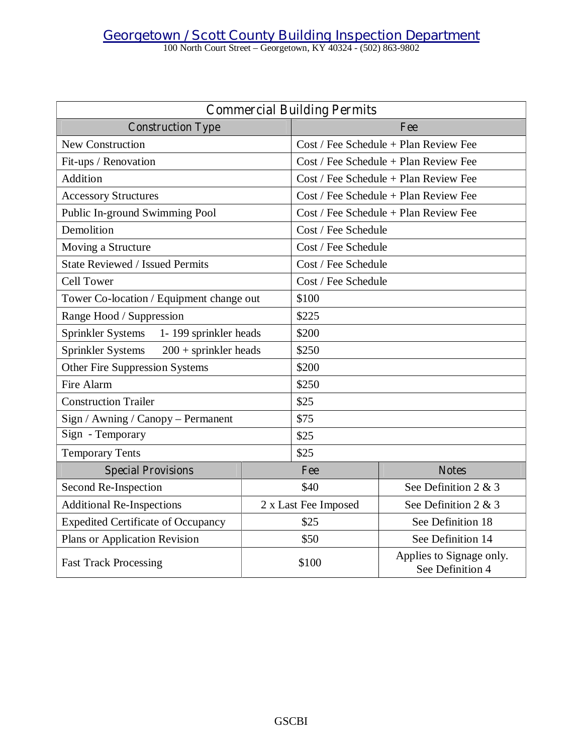# Georgetown / Scott County Building Inspection Department

100 North Court Street – Georgetown, KY 40324 - (502) 863-9802

## Commercial Building Permits

| Construction Type | Fee |
|---|---|
| New Construction | Cost / Fee Schedule + Plan Review Fee |
| Fit-ups / Renovation | Cost / Fee Schedule + Plan Review Fee |
| Addition | Cost / Fee Schedule + Plan Review Fee |
| Accessory Structures | Cost / Fee Schedule + Plan Review Fee |
| Public In-ground Swimming Pool | Cost / Fee Schedule + Plan Review Fee |
| Demolition | Cost / Fee Schedule |
| Moving a Structure | Cost / Fee Schedule |
| State Reviewed / Issued Permits | Cost / Fee Schedule |
| Cell Tower | Cost / Fee Schedule |
| Tower Co-location / Equipment change out | $100 |
| Range Hood / Suppression | $225 |
| Sprinkler Systems 1- 199 sprinkler heads | $200 |
| Sprinkler Systems 200 + sprinkler heads | $250 |
| Other Fire Suppression Systems | $200 |
| Fire Alarm | $250 |
| Construction Trailer | $25 |
| Sign / Awning / Canopy – Permanent | $75 |
| Sign - Temporary | $25 |
| Temporary Tents | $25 |

| Special Provisions | Fee | Notes |
|---|---|---|
| Second Re-Inspection | $40 | See Definition 2 & 3 |
| Additional Re-Inspections | 2 x Last Fee Imposed | See Definition 2 & 3 |
| Expedited Certificate of Occupancy | $25 | See Definition 18 |
| Plans or Application Revision | $50 | See Definition 14 |
| Fast Track Processing | $100 | Applies to Signage only. See Definition 4 |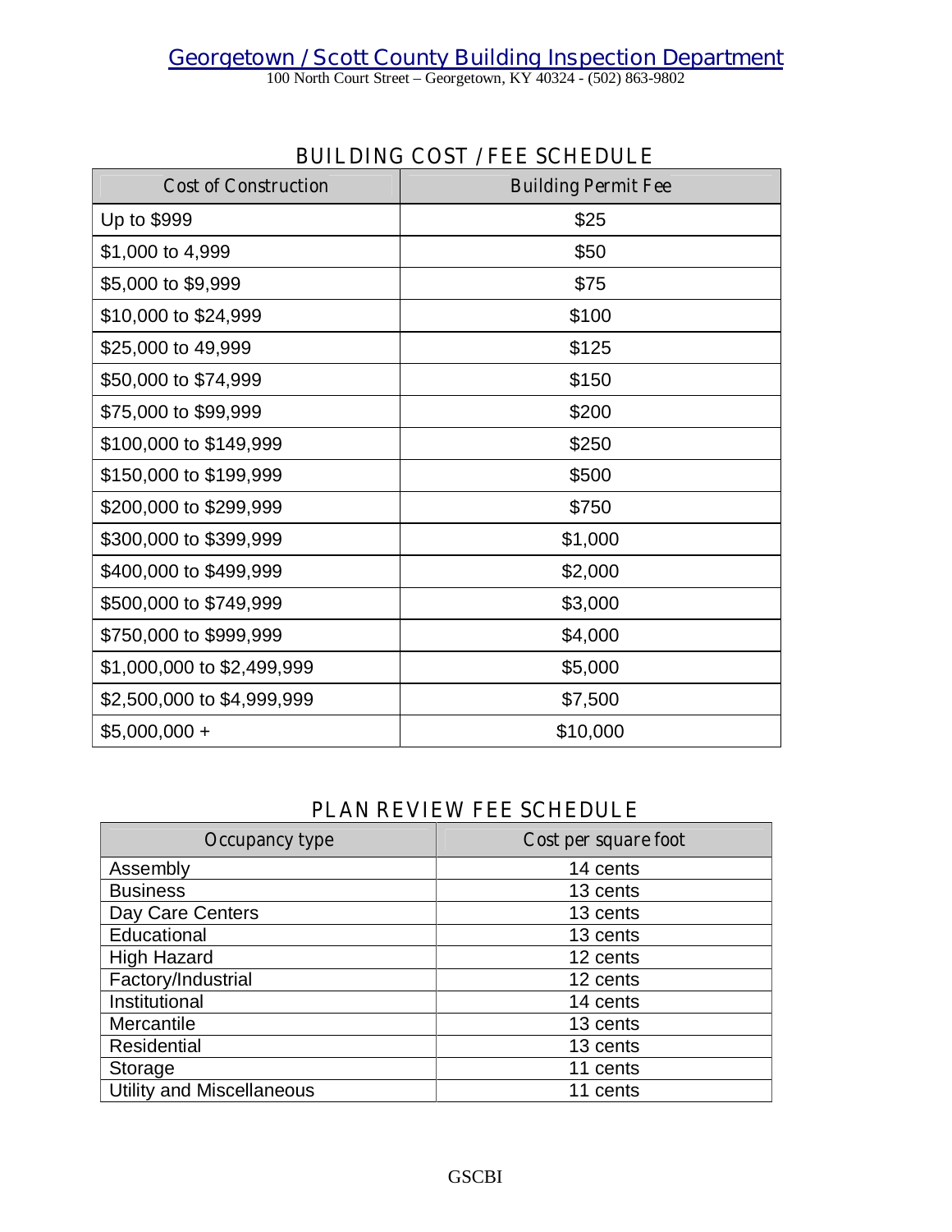# Georgetown / Scott County Building Inspection Department

100 North Court Street – Georgetown, KY 40324 - (502) 863-9802

## BUILDING COST / FEE SCHEDULE

| Cost of Construction | Building Permit Fee |
|---|---|
| Up to $999 | $25 |
| $1,000 to 4,999 | $50 |
| $5,000 to $9,999 | $75 |
| $10,000 to $24,999 | $100 |
| $25,000 to 49,999 | $125 |
| $50,000 to $74,999 | $150 |
| $75,000 to $99,999 | $200 |
| $100,000 to $149,999 | $250 |
| $150,000 to $199,999 | $500 |
| $200,000 to $299,999 | $750 |
| $300,000 to $399,999 | $1,000 |
| $400,000 to $499,999 | $2,000 |
| $500,000 to $749,999 | $3,000 |
| $750,000 to $999,999 | $4,000 |
| $1,000,000 to $2,499,999 | $5,000 |
| $2,500,000 to $4,999,999 | $7,500 |
| $5,000,000 + | $10,000 |

## PLAN REVIEW FEE SCHEDULE

| Occupancy type | Cost per square foot |
|---|---|
| Assembly | 14 cents |
| Business | 13 cents |
| Day Care Centers | 13 cents |
| Educational | 13 cents |
| High Hazard | 12 cents |
| Factory/Industrial | 12 cents |
| Institutional | 14 cents |
| Mercantile | 13 cents |
| Residential | 13 cents |
| Storage | 11 cents |
| Utility and Miscellaneous | 11 cents |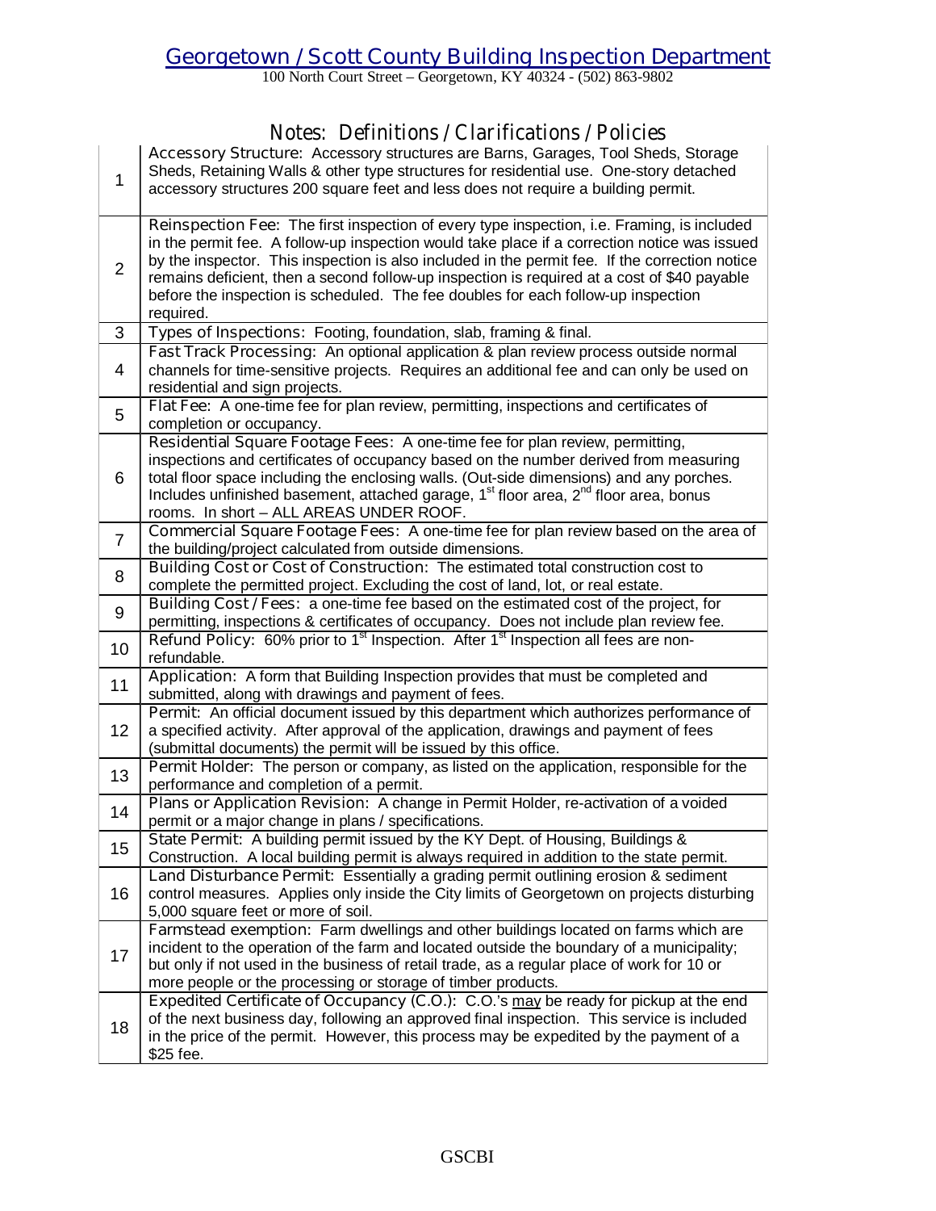## Georgetown / Scott County Building Inspection Department

100 North Court Street – Georgetown, KY 40324 - (502) 863-9802

### Notes: Definitions / Clarifications / Policies

| # | Definition |
|---|---|
| 1 | **Accessory Structure:** Accessory structures are Barns, Garages, Tool Sheds, Storage Sheds, Retaining Walls & other type structures for residential use. One-story detached accessory structures 200 square feet and less does not require a building permit. |
| 2 | **Reinspection Fee:** The first inspection of every type inspection, i.e. Framing, is included in the permit fee. A follow-up inspection would take place if a correction notice was issued by the inspector. This inspection is also included in the permit fee. If the correction notice remains deficient, then a second follow-up inspection is required at a cost of $40 payable before the inspection is scheduled. The fee doubles for each follow-up inspection required. |
| 3 | **Types of Inspections:** Footing, foundation, slab, framing & final. |
| 4 | **Fast Track Processing:** An optional application & plan review process outside normal channels for time-sensitive projects. Requires an additional fee and can only be used on residential and sign projects. |
| 5 | **Flat Fee:** A one-time fee for plan review, permitting, inspections and certificates of completion or occupancy. |
| 6 | **Residential Square Footage Fees:** A one-time fee for plan review, permitting, inspections and certificates of occupancy based on the number derived from measuring total floor space including the enclosing walls. (Out-side dimensions) and any porches. Includes unfinished basement, attached garage, 1st floor area, 2nd floor area, bonus rooms. In short – ALL AREAS UNDER ROOF. |
| 7 | **Commercial Square Footage Fees:** A one-time fee for plan review based on the area of the building/project calculated from outside dimensions. |
| 8 | **Building Cost or Cost of Construction:** The estimated total construction cost to complete the permitted project. Excluding the cost of land, lot, or real estate. |
| 9 | **Building Cost / Fees:** a one-time fee based on the estimated cost of the project, for permitting, inspections & certificates of occupancy. Does not include plan review fee. |
| 10 | **Refund Policy:** 60% prior to 1st Inspection. After 1st Inspection all fees are non-refundable. |
| 11 | **Application:** A form that Building Inspection provides that must be completed and submitted, along with drawings and payment of fees. |
| 12 | **Permit:** An official document issued by this department which authorizes performance of a specified activity. After approval of the application, drawings and payment of fees (submittal documents) the permit will be issued by this office. |
| 13 | **Permit Holder:** The person or company, as listed on the application, responsible for the performance and completion of a permit. |
| 14 | **Plans or Application Revision:** A change in Permit Holder, re-activation of a voided permit or a major change in plans / specifications. |
| 15 | **State Permit:** A building permit issued by the KY Dept. of Housing, Buildings & Construction. A local building permit is always required in addition to the state permit. |
| 16 | **Land Disturbance Permit:** Essentially a grading permit outlining erosion & sediment control measures. Applies only inside the City limits of Georgetown on projects disturbing 5,000 square feet or more of soil. |
| 17 | **Farmstead exemption:** Farm dwellings and other buildings located on farms which are incident to the operation of the farm and located outside the boundary of a municipality; but only if not used in the business of retail trade, as a regular place of work for 10 or more people or the processing or storage of timber products. |
| 18 | **Expedited Certificate of Occupancy (C.O.):** C.O.'s may be ready for pickup at the end of the next business day, following an approved final inspection. This service is included in the price of the permit. However, this process may be expedited by the payment of a $25 fee. |

GSCBI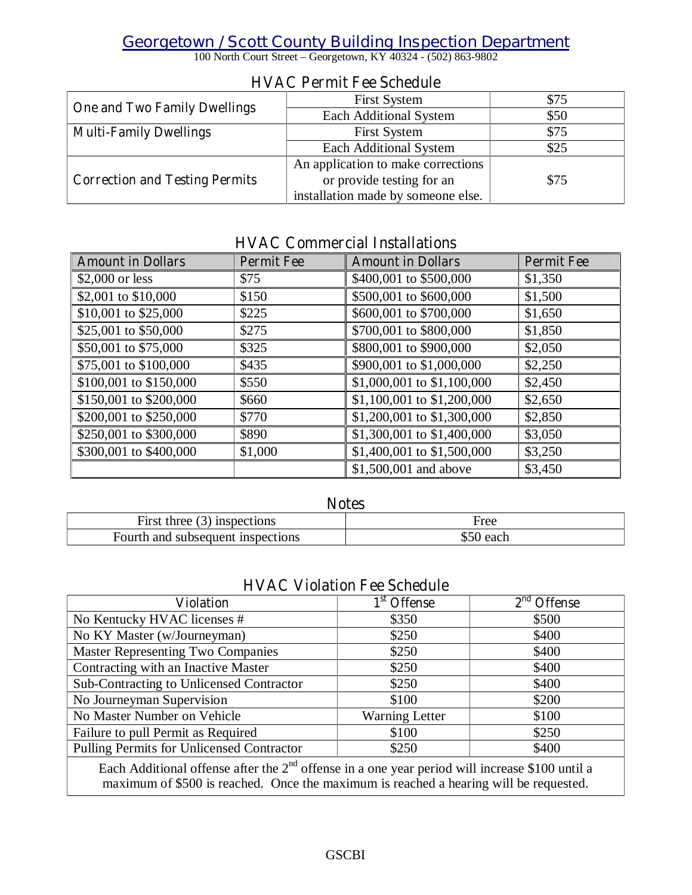# Georgetown / Scott County Building Inspection Department

100 North Court Street – Georgetown, KY 40324 - (502) 863-9802

## HVAC Permit Fee Schedule

| | | |
|---|---|---|
| One and Two Family Dwellings | First System | $75 |
| | Each Additional System | $50 |
| Multi-Family Dwellings | First System | $75 |
| | Each Additional System | $25 |
| Correction and Testing Permits | An application to make corrections or provide testing for an installation made by someone else. | $75 |

## HVAC Commercial Installations

| Amount in Dollars | Permit Fee | Amount in Dollars | Permit Fee |
|---|---|---|---|
| $2,000 or less | $75 | $400,001 to $500,000 | $1,350 |
| $2,001 to $10,000 | $150 | $500,001 to $600,000 | $1,500 |
| $10,001 to $25,000 | $225 | $600,001 to $700,000 | $1,650 |
| $25,001 to $50,000 | $275 | $700,001 to $800,000 | $1,850 |
| $50,001 to $75,000 | $325 | $800,001 to $900,000 | $2,050 |
| $75,001 to $100,000 | $435 | $900,001 to $1,000,000 | $2,250 |
| $100,001 to $150,000 | $550 | $1,000,001 to $1,100,000 | $2,450 |
| $150,001 to $200,000 | $660 | $1,100,001 to $1,200,000 | $2,650 |
| $200,001 to $250,000 | $770 | $1,200,001 to $1,300,000 | $2,850 |
| $250,001 to $300,000 | $890 | $1,300,001 to $1,400,000 | $3,050 |
| $300,001 to $400,000 | $1,000 | $1,400,001 to $1,500,000 | $3,250 |
| | | $1,500,001 and above | $3,450 |

## Notes

| | |
|---|---|
| First three (3) inspections | Free |
| Fourth and subsequent inspections | $50 each |

## HVAC Violation Fee Schedule

| Violation | 1st Offense | 2nd Offense |
|---|---|---|
| No Kentucky HVAC licenses # | $350 | $500 |
| No KY Master (w/Journeyman) | $250 | $400 |
| Master Representing Two Companies | $250 | $400 |
| Contracting with an Inactive Master | $250 | $400 |
| Sub-Contracting to Unlicensed Contractor | $250 | $400 |
| No Journeyman Supervision | $100 | $200 |
| No Master Number on Vehicle | Warning Letter | $100 |
| Failure to pull Permit as Required | $100 | $250 |
| Pulling Permits for Unlicensed Contractor | $250 | $400 |

Each Additional offense after the 2nd offense in a one year period will increase $100 until a maximum of $500 is reached. Once the maximum is reached a hearing will be requested.

GSCBI